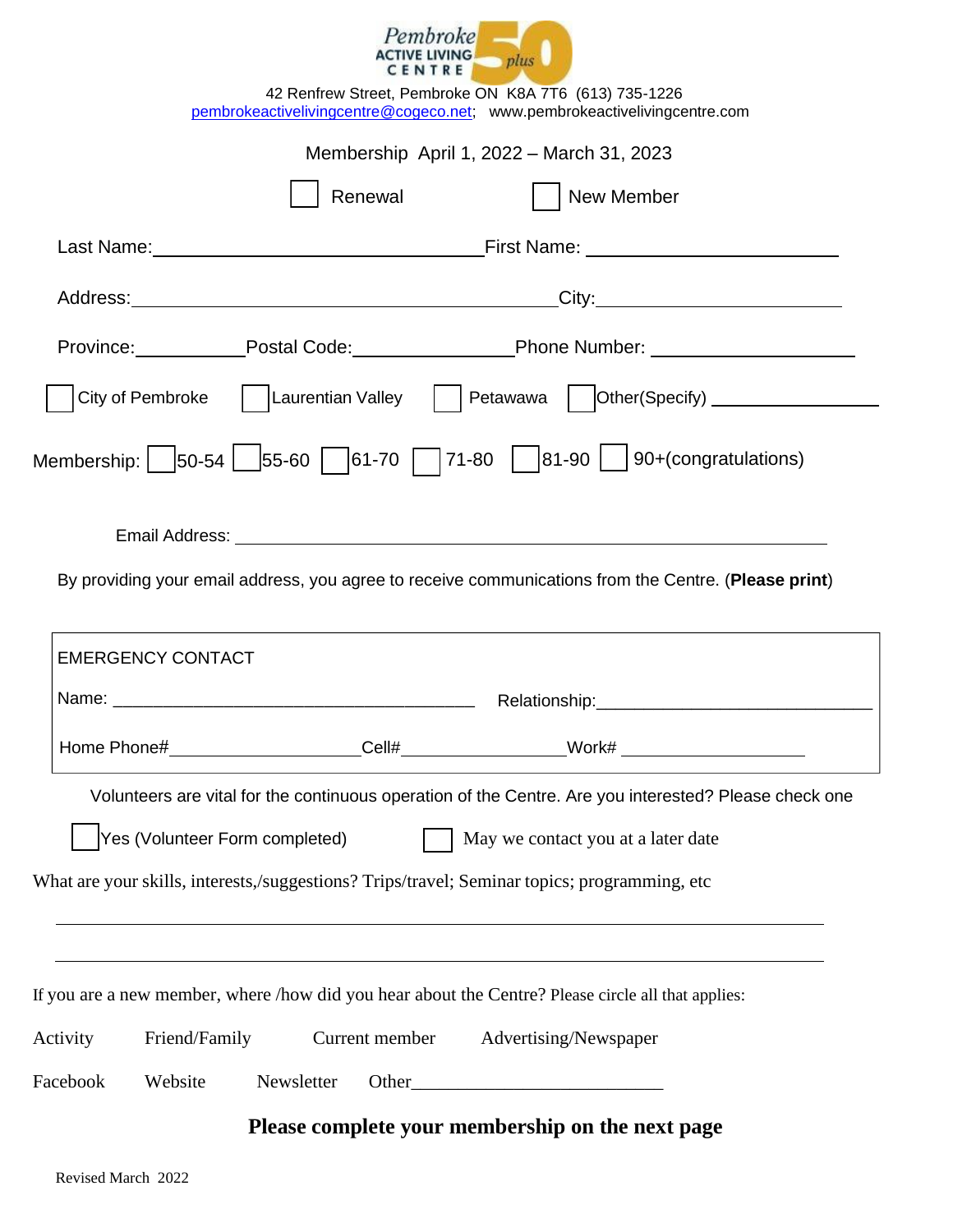**Pembroke ACTIVE LIVING CENTRE 50 plus**

42 Renfrew Street, Pembroke ON K8A 7T6 (613) 735-1226
pembrokeactivelivingcentre@cogeco.net; www.pembrokeactivelivingcentre.com

Membership April 1, 2022 – March 31, 2023

☐ Renewal ☐ New Member

Last Name:______________________________ First Name: ______________________

Address:______________________________________ City:______________________

Province:__________ Postal Code:______________ Phone Number: __________________

☐ City of Pembroke ☐ Laurentian Valley ☐ Petawawa ☐ Other(Specify) ______________

Membership: ☐ 50-54 ☐ 55-60 ☐ 61-70 ☐ 71-80 ☐ 81-90 ☐ 90+(congratulations)

Email Address: ______________________________________________________

By providing your email address, you agree to receive communications from the Centre. (**Please print**)

EMERGENCY CONTACT

Name: ___________________________________ Relationship:__________________________

Home Phone#__________________ Cell#_______________ Work# __________________

Volunteers are vital for the continuous operation of the Centre. Are you interested? Please check one

☐ Yes (Volunteer Form completed) ☐ May we contact you at a later date

What are your skills, interests,/suggestions? Trips/travel; Seminar topics; programming, etc

_______________________________________________________________________

_______________________________________________________________________

If you are a new member, where /how did you hear about the Centre? Please circle all that applies:

Activity  Friend/Family  Current member  Advertising/Newspaper

Facebook  Website  Newsletter  Other________________________

**Please complete your membership on the next page**

Revised March 2022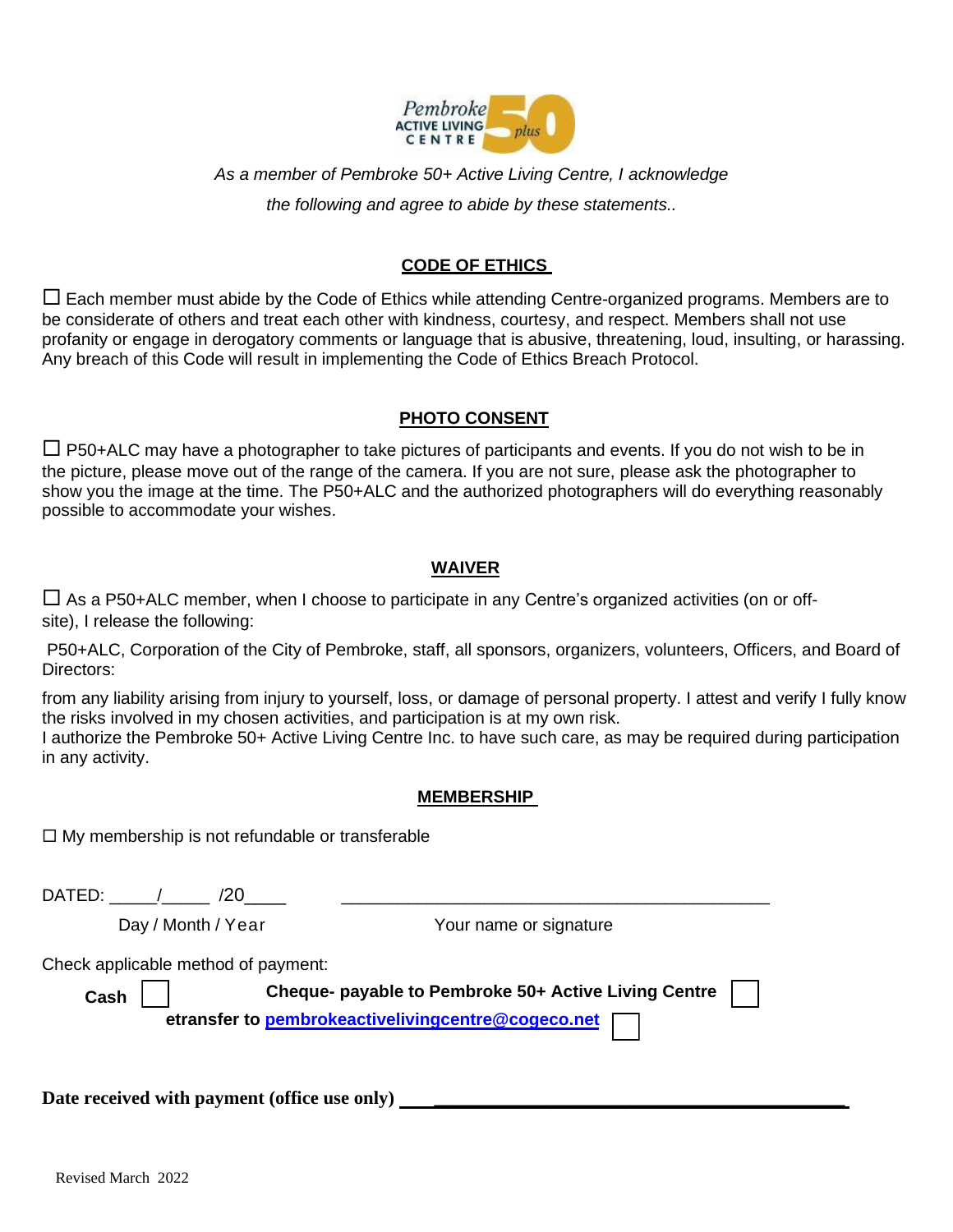Pembroke ACTIVE LIVING CENTRE plus 50

*As a member of Pembroke 50+ Active Living Centre, I acknowledge the following and agree to abide by these statements..*

## CODE OF ETHICS

☐ Each member must abide by the Code of Ethics while attending Centre-organized programs. Members are to be considerate of others and treat each other with kindness, courtesy, and respect. Members shall not use profanity or engage in derogatory comments or language that is abusive, threatening, loud, insulting, or harassing. Any breach of this Code will result in implementing the Code of Ethics Breach Protocol.

## PHOTO CONSENT

☐ P50+ALC may have a photographer to take pictures of participants and events. If you do not wish to be in the picture, please move out of the range of the camera. If you are not sure, please ask the photographer to show you the image at the time. The P50+ALC and the authorized photographers will do everything reasonably possible to accommodate your wishes.

## WAIVER

☐ As a P50+ALC member, when I choose to participate in any Centre's organized activities (on or off-site), I release the following:

P50+ALC, Corporation of the City of Pembroke, staff, all sponsors, organizers, volunteers, Officers, and Board of Directors:

from any liability arising from injury to yourself, loss, or damage of personal property. I attest and verify I fully know the risks involved in my chosen activities, and participation is at my own risk.
I authorize the Pembroke 50+ Active Living Centre Inc. to have such care, as may be required during participation in any activity.

## MEMBERSHIP

☐ My membership is not refundable or transferable

DATED: _____/_____ /20____ ____________________________________________

Day / Month / Year Your name or signature

Check applicable method of payment:

**Cash** ☐ **Cheque- payable to Pembroke 50+ Active Living Centre** ☐

**etransfer to pembrokeactivelivingcentre@cogeco.net** ☐

**Date received with payment (office use only)** ____________________________________________

Revised March 2022